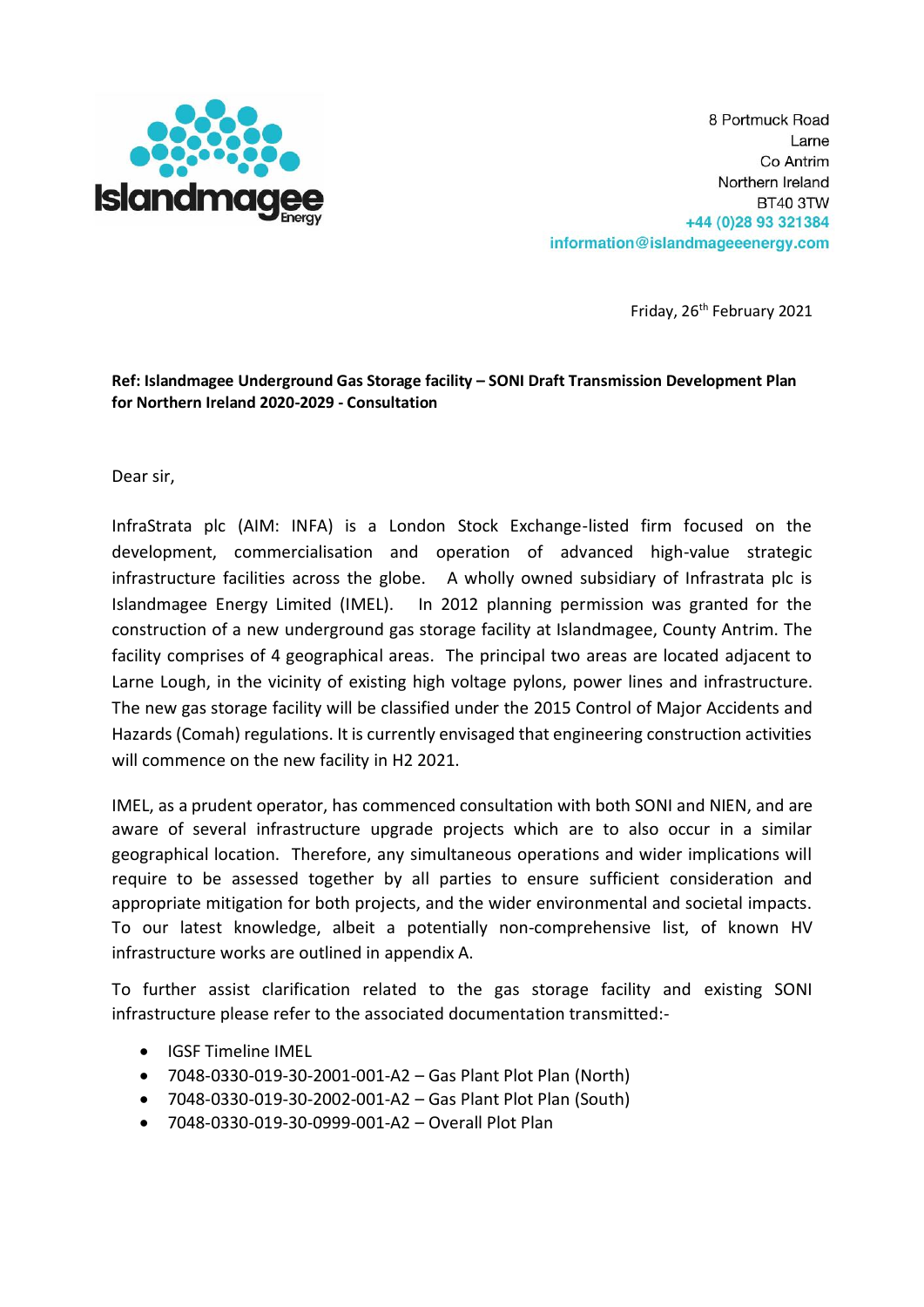8 Portmuck Road
Larne
Co Antrim
Northern Ireland
BT40 3TW
+44 (0)28 93 321384
information@islandmageeenergy.com

Friday, 26th February 2021

**Ref: Islandmagee Underground Gas Storage facility – SONI Draft Transmission Development Plan for Northern Ireland 2020-2029 - Consultation**

Dear sir,

InfraStrata plc (AIM: INFA) is a London Stock Exchange-listed firm focused on the development, commercialisation and operation of advanced high-value strategic infrastructure facilities across the globe. A wholly owned subsidiary of Infrastrata plc is Islandmagee Energy Limited (IMEL). In 2012 planning permission was granted for the construction of a new underground gas storage facility at Islandmagee, County Antrim. The facility comprises of 4 geographical areas. The principal two areas are located adjacent to Larne Lough, in the vicinity of existing high voltage pylons, power lines and infrastructure. The new gas storage facility will be classified under the 2015 Control of Major Accidents and Hazards (Comah) regulations. It is currently envisaged that engineering construction activities will commence on the new facility in H2 2021.

IMEL, as a prudent operator, has commenced consultation with both SONI and NIEN, and are aware of several infrastructure upgrade projects which are to also occur in a similar geographical location. Therefore, any simultaneous operations and wider implications will require to be assessed together by all parties to ensure sufficient consideration and appropriate mitigation for both projects, and the wider environmental and societal impacts. To our latest knowledge, albeit a potentially non-comprehensive list, of known HV infrastructure works are outlined in appendix A.

To further assist clarification related to the gas storage facility and existing SONI infrastructure please refer to the associated documentation transmitted:-

- IGSF Timeline IMEL
- 7048-0330-019-30-2001-001-A2 – Gas Plant Plot Plan (North)
- 7048-0330-019-30-2002-001-A2 – Gas Plant Plot Plan (South)
- 7048-0330-019-30-0999-001-A2 – Overall Plot Plan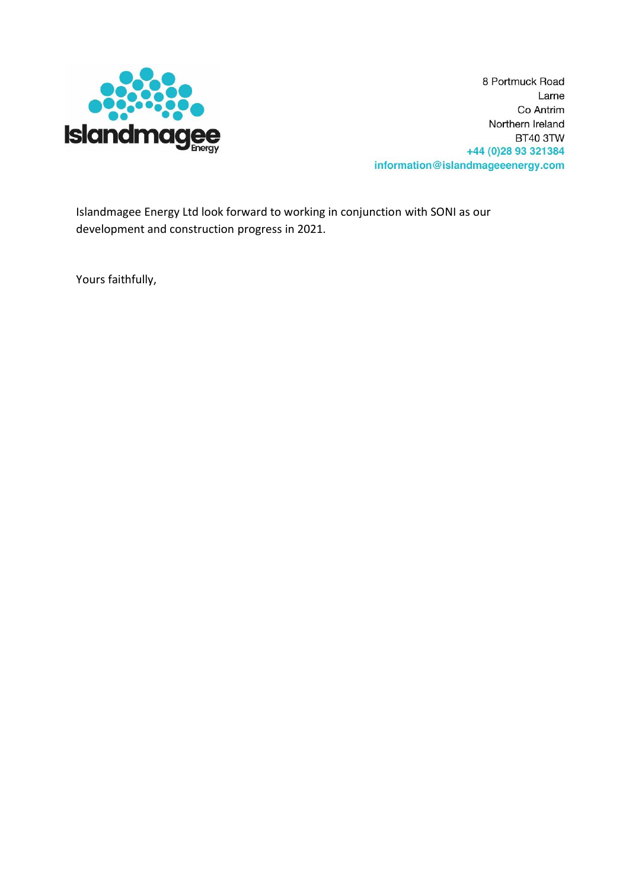8 Portmuck Road
Larne
Co Antrim
Northern Ireland
BT40 3TW
+44 (0)28 93 321384
information@islandmageeenergy.com

Islandmagee Energy Ltd look forward to working in conjunction with SONI as our development and construction progress in 2021.

Yours faithfully,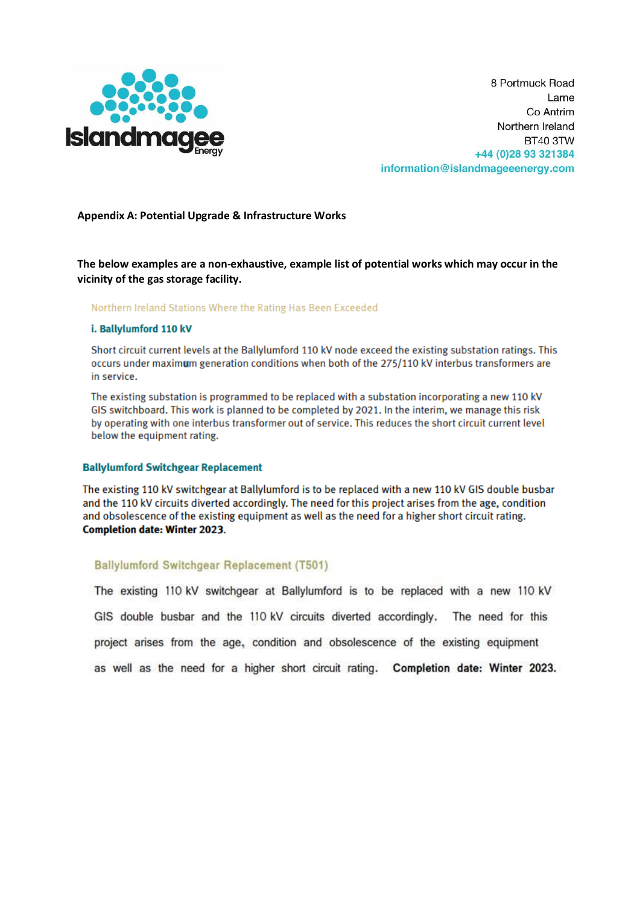Islandmagee Energy

8 Portmuck Road
Larne
Co Antrim
Northern Ireland
BT40 3TW
+44 (0)28 93 321384
information@islandmageeenergy.com

**Appendix A: Potential Upgrade & Infrastructure Works**

**The below examples are a non-exhaustive, example list of potential works which may occur in the vicinity of the gas storage facility.**

Northern Ireland Stations Where the Rating Has Been Exceeded

**i. Ballylumford 110 kV**

Short circuit current levels at the Ballylumford 110 kV node exceed the existing substation ratings. This occurs under maximum generation conditions when both of the 275/110 kV interbus transformers are in service.

The existing substation is programmed to be replaced with a substation incorporating a new 110 kV GIS switchboard. This work is planned to be completed by 2021. In the interim, we manage this risk by operating with one interbus transformer out of service. This reduces the short circuit current level below the equipment rating.

**Ballylumford Switchgear Replacement**

The existing 110 kV switchgear at Ballylumford is to be replaced with a new 110 kV GIS double busbar and the 110 kV circuits diverted accordingly. The need for this project arises from the age, condition and obsolescence of the existing equipment as well as the need for a higher short circuit rating. **Completion date: Winter 2023.**

Ballylumford Switchgear Replacement (T501)

The existing 110 kV switchgear at Ballylumford is to be replaced with a new 110 kV GIS double busbar and the 110 kV circuits diverted accordingly. The need for this project arises from the age, condition and obsolescence of the existing equipment as well as the need for a higher short circuit rating. **Completion date: Winter 2023.**